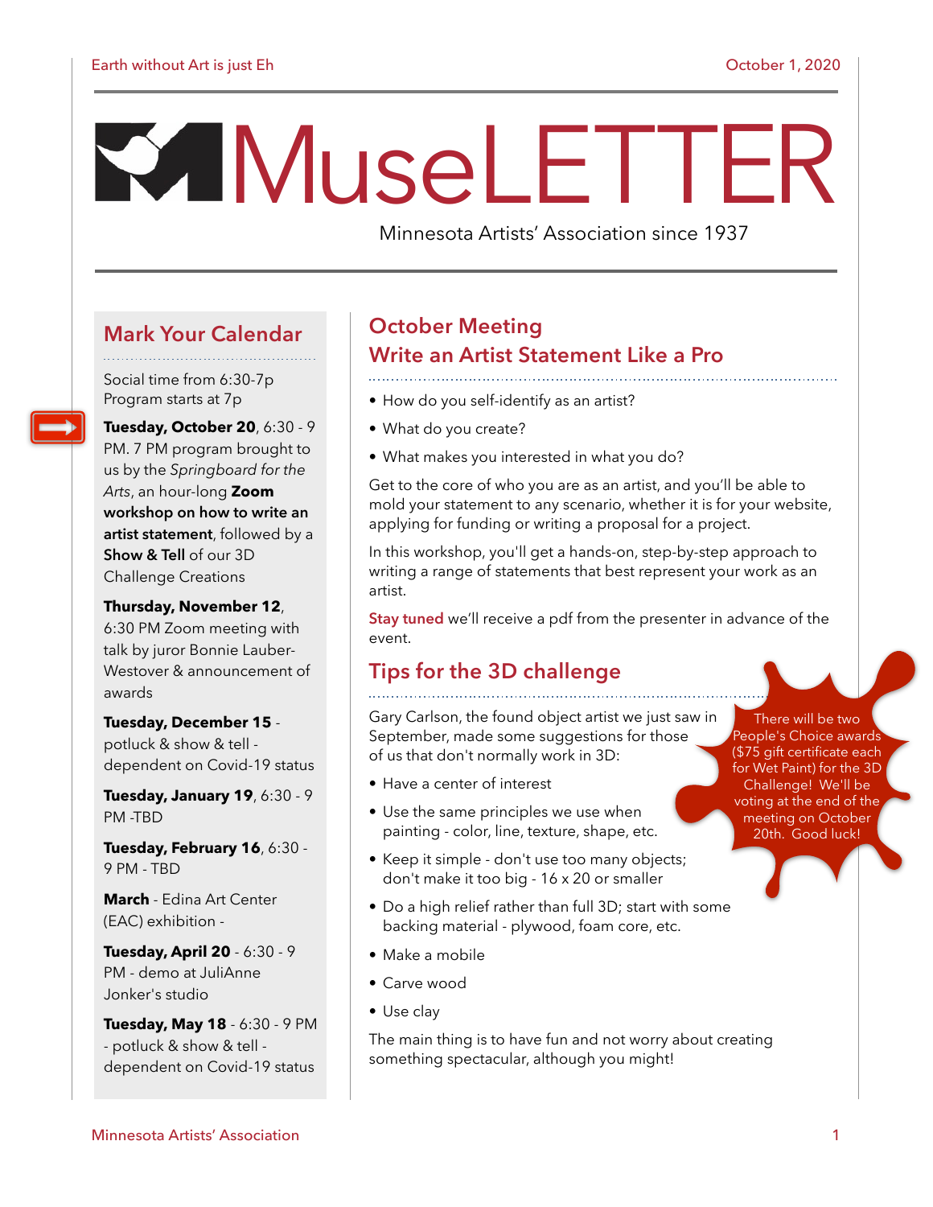# MuseLETTER

Minnesota Artists' Association since 1937

## Mark Your Calendar

Social time from 6:30-7p
Program starts at 7p

**Tuesday, October 20**, 6:30 - 9 PM. 7 PM program brought to us by the *Springboard for the Arts*, an hour-long **Zoom workshop on how to write an artist statement**, followed by a **Show & Tell** of our 3D Challenge Creations

**Thursday, November 12**, 6:30 PM Zoom meeting with talk by juror Bonnie Lauber-Westover & announcement of awards

**Tuesday, December 15** - potluck & show & tell - dependent on Covid-19 status

**Tuesday, January 19**, 6:30 - 9 PM -TBD

**Tuesday, February 16**, 6:30 - 9 PM - TBD

**March** - Edina Art Center (EAC) exhibition -

**Tuesday, April 20** - 6:30 - 9 PM - demo at JuliAnne Jonker's studio

**Tuesday, May 18** - 6:30 - 9 PM - potluck & show & tell - dependent on Covid-19 status

## October Meeting
## Write an Artist Statement Like a Pro

- How do you self-identify as an artist?
- What do you create?
- What makes you interested in what you do?

Get to the core of who you are as an artist, and you'll be able to mold your statement to any scenario, whether it is for your website, applying for funding or writing a proposal for a project.

In this workshop, you'll get a hands-on, step-by-step approach to writing a range of statements that best represent your work as an artist.

**Stay tuned** we'll receive a pdf from the presenter in advance of the event.

## Tips for the 3D challenge

Gary Carlson, the found object artist we just saw in September, made some suggestions for those of us that don't normally work in 3D:

- Have a center of interest
- Use the same principles we use when painting - color, line, texture, shape, etc.
- Keep it simple - don't use too many objects; don't make it too big - 16 x 20 or smaller
- Do a high relief rather than full 3D; start with some backing material - plywood, foam core, etc.
- Make a mobile
- Carve wood
- Use clay

The main thing is to have fun and not worry about creating something spectacular, although you might!

There will be two People's Choice awards ($75 gift certificate each for Wet Paint) for the 3D Challenge! We'll be voting at the end of the meeting on October 20th. Good luck!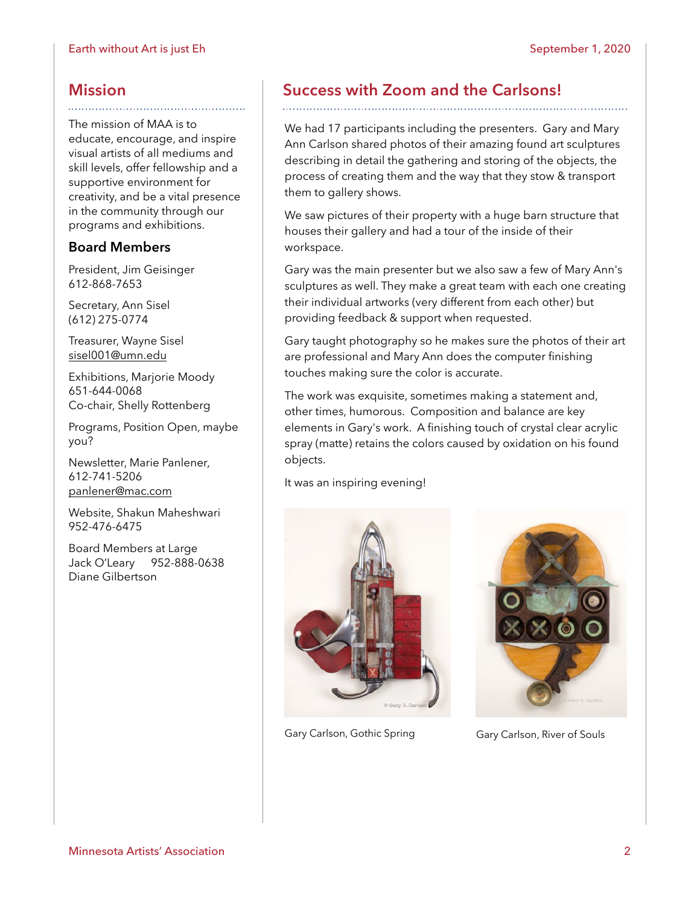## Mission

The mission of MAA is to educate, encourage, and inspire visual artists of all mediums and skill levels, offer fellowship and a supportive environment for creativity, and be a vital presence in the community through our programs and exhibitions.

### Board Members

President, Jim Geisinger
612-868-7653

Secretary, Ann Sisel
(612) 275-0774

Treasurer, Wayne Sisel
sisel001@umn.edu

Exhibitions, Marjorie Moody
651-644-0068
Co-chair, Shelly Rottenberg

Programs, Position Open, maybe you?

Newsletter, Marie Panlener,
612-741-5206
panlener@mac.com

Website, Shakun Maheshwari
952-476-6475

Board Members at Large
Jack O'Leary 952-888-0638
Diane Gilbertson

## Success with Zoom and the Carlsons!

We had 17 participants including the presenters. Gary and Mary Ann Carlson shared photos of their amazing found art sculptures describing in detail the gathering and storing of the objects, the process of creating them and the way that they stow & transport them to gallery shows.

We saw pictures of their property with a huge barn structure that houses their gallery and had a tour of the inside of their workspace.

Gary was the main presenter but we also saw a few of Mary Ann's sculptures as well. They make a great team with each one creating their individual artworks (very different from each other) but providing feedback & support when requested.

Gary taught photography so he makes sure the photos of their art are professional and Mary Ann does the computer finishing touches making sure the color is accurate.

The work was exquisite, sometimes making a statement and, other times, humorous. Composition and balance are key elements in Gary's work. A finishing touch of crystal clear acrylic spray (matte) retains the colors caused by oxidation on his found objects.

It was an inspiring evening!

Gary Carlson, Gothic Spring

Gary Carlson, River of Souls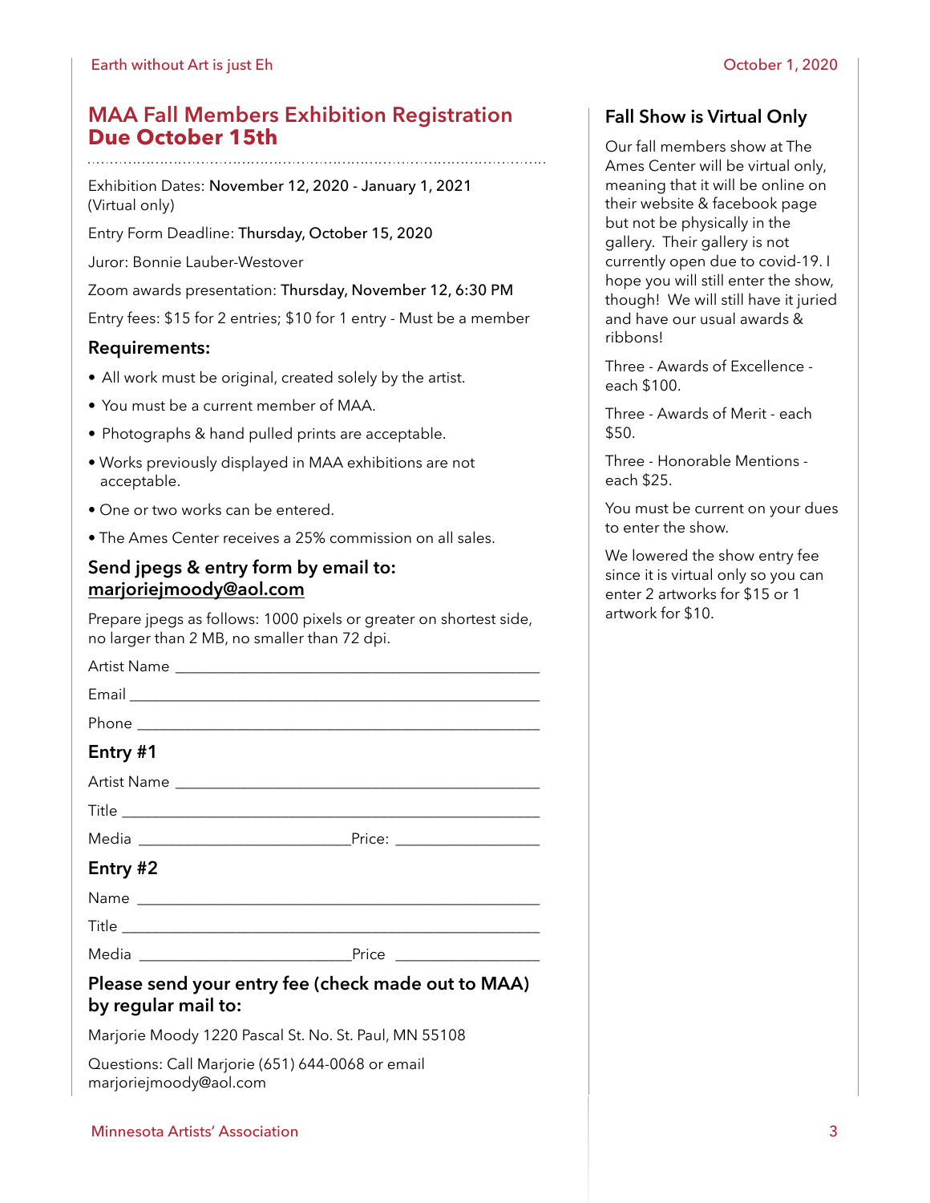## MAA Fall Members Exhibition Registration **Due October 15th**

Exhibition Dates: **November 12, 2020 - January 1, 2021** (Virtual only)

Entry Form Deadline: **Thursday, October 15, 2020**

Juror: Bonnie Lauber-Westover

Zoom awards presentation: **Thursday, November 12, 6:30 PM**

Entry fees: $15 for 2 entries; $10 for 1 entry - Must be a member

### Requirements:

- All work must be original, created solely by the artist.
- You must be a current member of MAA.
- Photographs & hand pulled prints are acceptable.
- Works previously displayed in MAA exhibitions are not acceptable.
- One or two works can be entered.
- The Ames Center receives a 25% commission on all sales.

### Send jpegs & entry form by email to: marjoriejmoody@aol.com

Prepare jpegs as follows: 1000 pixels or greater on shortest side, no larger than 2 MB, no smaller than 72 dpi.

Artist Name ______________________________

Email ______________________________

Phone ______________________________

### Entry #1

Artist Name ______________________________

Title ______________________________

Media ____________________ Price: ______________

### Entry #2

Name ______________________________

Title ______________________________

Media ____________________ Price ______________

### Please send your entry fee (check made out to MAA) by regular mail to:

Marjorie Moody 1220 Pascal St. No. St. Paul, MN 55108

Questions: Call Marjorie (651) 644-0068 or email marjoriejmoody@aol.com

## Fall Show is Virtual Only

Our fall members show at The Ames Center will be virtual only, meaning that it will be online on their website & facebook page but not be physically in the gallery. Their gallery is not currently open due to covid-19. I hope you will still enter the show, though! We will still have it juried and have our usual awards & ribbons!

Three - Awards of Excellence - each $100.

Three - Awards of Merit - each $50.

Three - Honorable Mentions - each $25.

You must be current on your dues to enter the show.

We lowered the show entry fee since it is virtual only so you can enter 2 artworks for $15 or 1 artwork for $10.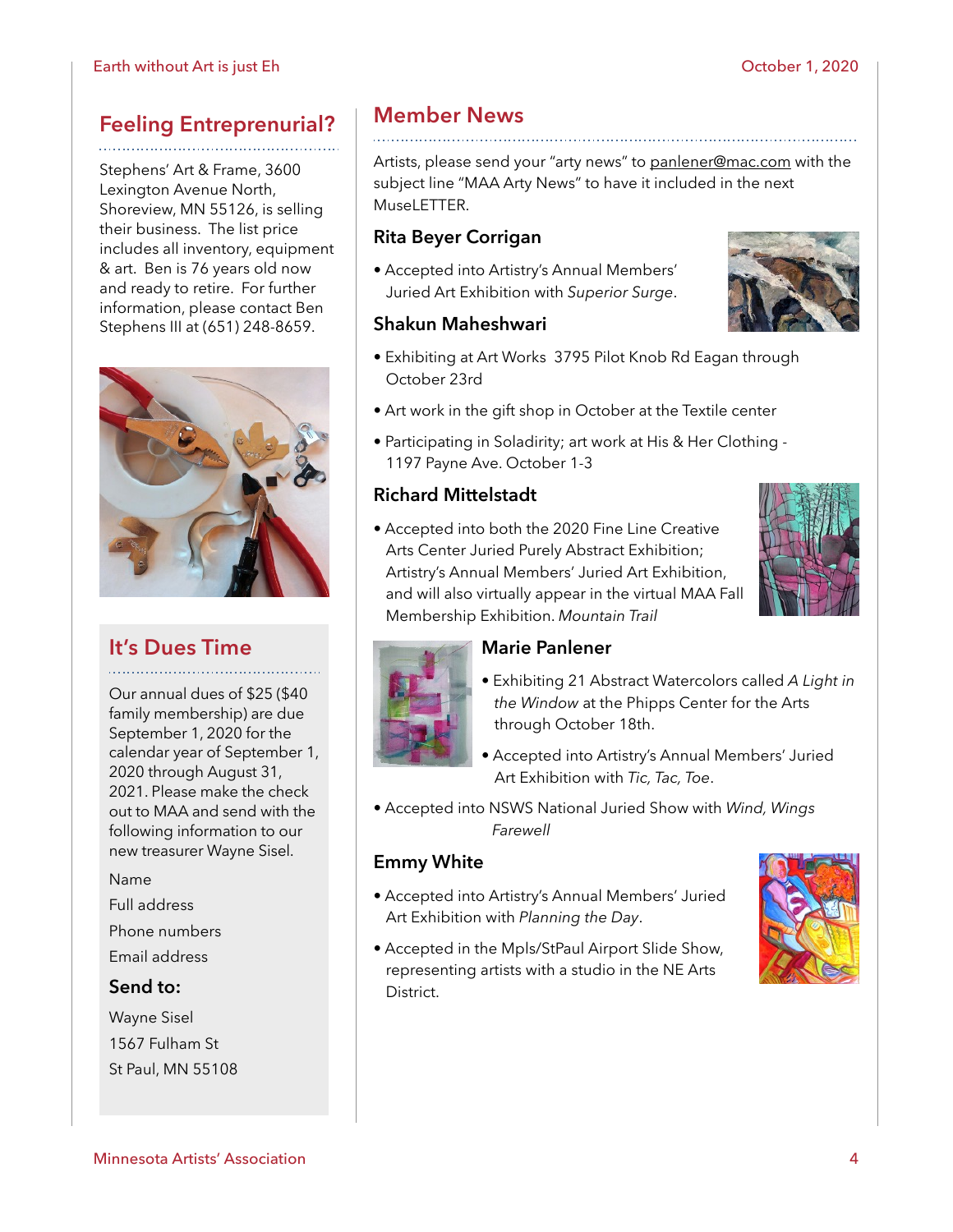## Feeling Entreprenurial?

Stephens' Art & Frame, 3600 Lexington Avenue North, Shoreview, MN 55126, is selling their business. The list price includes all inventory, equipment & art. Ben is 76 years old now and ready to retire. For further information, please contact Ben Stephens III at (651) 248-8659.

## It's Dues Time

Our annual dues of $25 ($40 family membership) are due September 1, 2020 for the calendar year of September 1, 2020 through August 31, 2021. Please make the check out to MAA and send with the following information to our new treasurer Wayne Sisel.

Name

Full address

Phone numbers

Email address

### Send to:

Wayne Sisel

1567 Fulham St

St Paul, MN 55108

## Member News

Artists, please send your "arty news" to panlener@mac.com with the subject line "MAA Arty News" to have it included in the next MuseLETTER.

### Rita Beyer Corrigan

- Accepted into Artistry's Annual Members' Juried Art Exhibition with *Superior Surge*.

### Shakun Maheshwari

- Exhibiting at Art Works 3795 Pilot Knob Rd Eagan through October 23rd
- Art work in the gift shop in October at the Textile center
- Participating in Soladirity; art work at His & Her Clothing - 1197 Payne Ave. October 1-3

### Richard Mittelstadt

- Accepted into both the 2020 Fine Line Creative Arts Center Juried Purely Abstract Exhibition; Artistry's Annual Members' Juried Art Exhibition, and will also virtually appear in the virtual MAA Fall Membership Exhibition. *Mountain Trail*

### Marie Panlener

- Exhibiting 21 Abstract Watercolors called *A Light in the Window* at the Phipps Center for the Arts through October 18th.
- Accepted into Artistry's Annual Members' Juried Art Exhibition with *Tic, Tac, Toe*.
- Accepted into NSWS National Juried Show with *Wind, Wings Farewell*

### Emmy White

- Accepted into Artistry's Annual Members' Juried Art Exhibition with *Planning the Day*.
- Accepted in the Mpls/StPaul Airport Slide Show, representing artists with a studio in the NE Arts District.